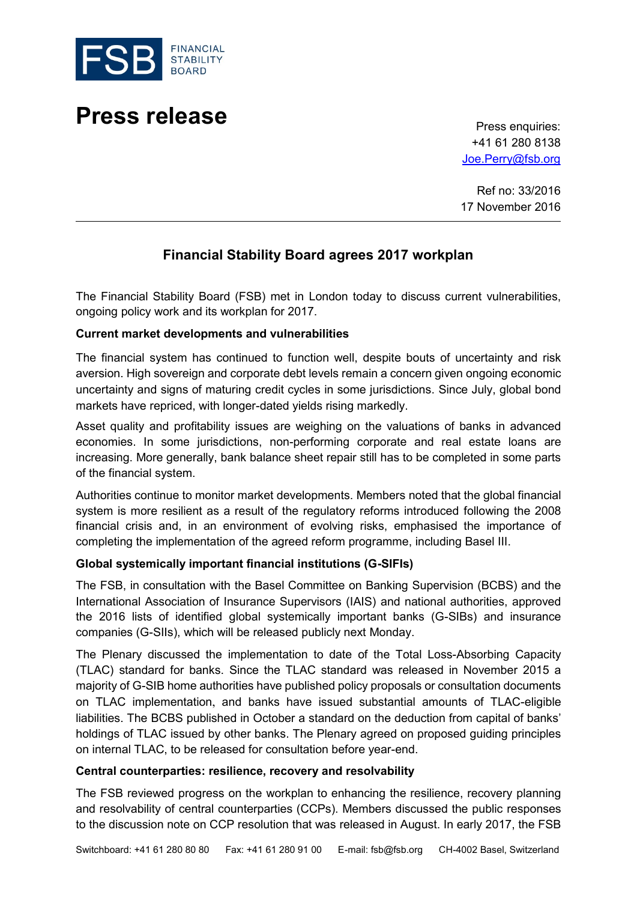# Press release

Press enquiries:
+41 61 280 8138
Joe.Perry@fsb.org

Ref no: 33/2016
17 November 2016

---

## Financial Stability Board agrees 2017 workplan

The Financial Stability Board (FSB) met in London today to discuss current vulnerabilities, ongoing policy work and its workplan for 2017.

**Current market developments and vulnerabilities**

The financial system has continued to function well, despite bouts of uncertainty and risk aversion. High sovereign and corporate debt levels remain a concern given ongoing economic uncertainty and signs of maturing credit cycles in some jurisdictions. Since July, global bond markets have repriced, with longer-dated yields rising markedly.

Asset quality and profitability issues are weighing on the valuations of banks in advanced economies. In some jurisdictions, non-performing corporate and real estate loans are increasing. More generally, bank balance sheet repair still has to be completed in some parts of the financial system.

Authorities continue to monitor market developments. Members noted that the global financial system is more resilient as a result of the regulatory reforms introduced following the 2008 financial crisis and, in an environment of evolving risks, emphasised the importance of completing the implementation of the agreed reform programme, including Basel III.

**Global systemically important financial institutions (G-SIFIs)**

The FSB, in consultation with the Basel Committee on Banking Supervision (BCBS) and the International Association of Insurance Supervisors (IAIS) and national authorities, approved the 2016 lists of identified global systemically important banks (G-SIBs) and insurance companies (G-SIIs), which will be released publicly next Monday.

The Plenary discussed the implementation to date of the Total Loss-Absorbing Capacity (TLAC) standard for banks. Since the TLAC standard was released in November 2015 a majority of G-SIB home authorities have published policy proposals or consultation documents on TLAC implementation, and banks have issued substantial amounts of TLAC-eligible liabilities. The BCBS published in October a standard on the deduction from capital of banks' holdings of TLAC issued by other banks. The Plenary agreed on proposed guiding principles on internal TLAC, to be released for consultation before year-end.

**Central counterparties: resilience, recovery and resolvability**

The FSB reviewed progress on the workplan to enhancing the resilience, recovery planning and resolvability of central counterparties (CCPs). Members discussed the public responses to the discussion note on CCP resolution that was released in August. In early 2017, the FSB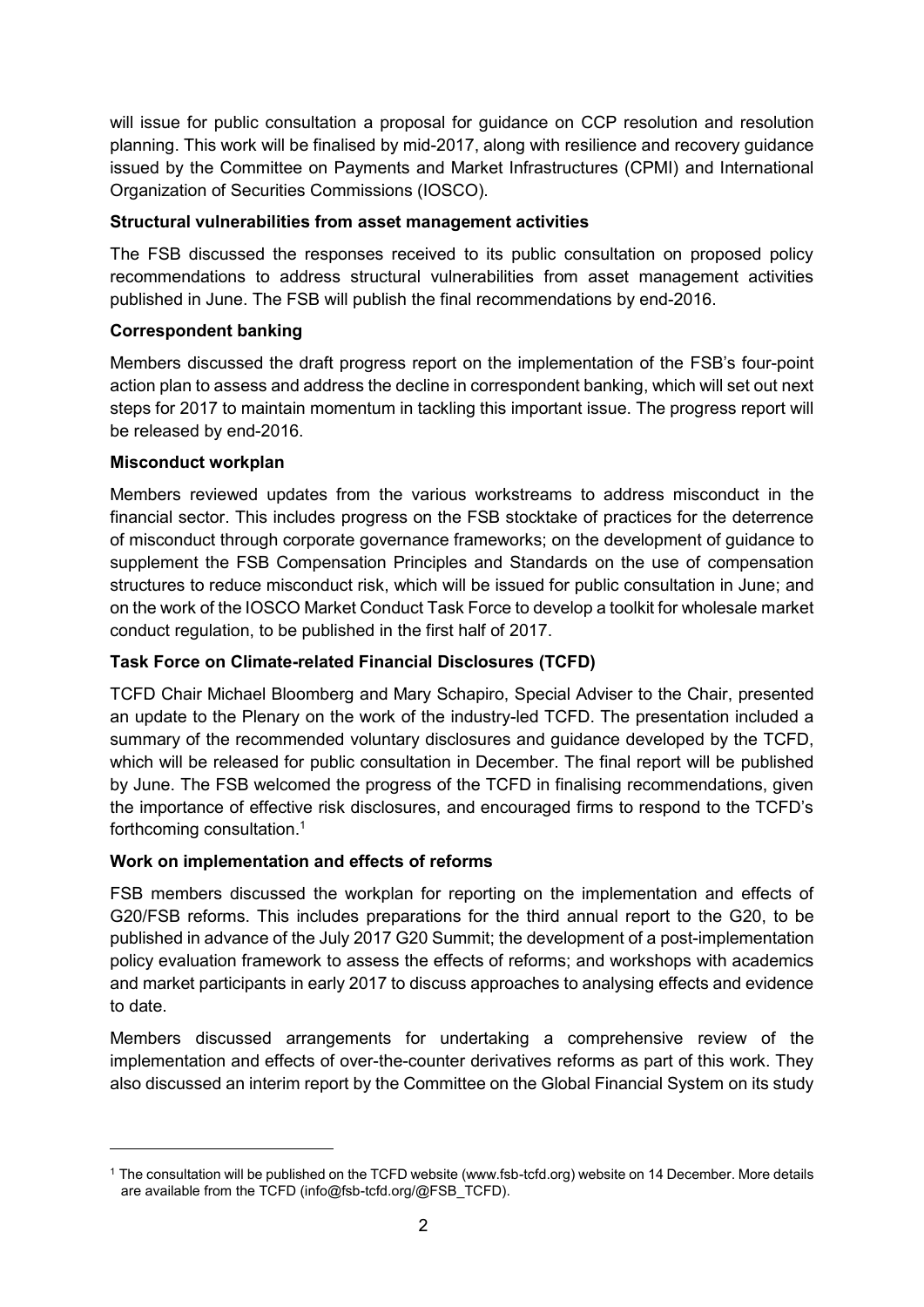will issue for public consultation a proposal for guidance on CCP resolution and resolution planning. This work will be finalised by mid-2017, along with resilience and recovery guidance issued by the Committee on Payments and Market Infrastructures (CPMI) and International Organization of Securities Commissions (IOSCO).

**Structural vulnerabilities from asset management activities**

The FSB discussed the responses received to its public consultation on proposed policy recommendations to address structural vulnerabilities from asset management activities published in June. The FSB will publish the final recommendations by end-2016.

**Correspondent banking**

Members discussed the draft progress report on the implementation of the FSB's four-point action plan to assess and address the decline in correspondent banking, which will set out next steps for 2017 to maintain momentum in tackling this important issue. The progress report will be released by end-2016.

**Misconduct workplan**

Members reviewed updates from the various workstreams to address misconduct in the financial sector. This includes progress on the FSB stocktake of practices for the deterrence of misconduct through corporate governance frameworks; on the development of guidance to supplement the FSB Compensation Principles and Standards on the use of compensation structures to reduce misconduct risk, which will be issued for public consultation in June; and on the work of the IOSCO Market Conduct Task Force to develop a toolkit for wholesale market conduct regulation, to be published in the first half of 2017.

**Task Force on Climate-related Financial Disclosures (TCFD)**

TCFD Chair Michael Bloomberg and Mary Schapiro, Special Adviser to the Chair, presented an update to the Plenary on the work of the industry-led TCFD. The presentation included a summary of the recommended voluntary disclosures and guidance developed by the TCFD, which will be released for public consultation in December. The final report will be published by June. The FSB welcomed the progress of the TCFD in finalising recommendations, given the importance of effective risk disclosures, and encouraged firms to respond to the TCFD's forthcoming consultation.[1]

**Work on implementation and effects of reforms**

FSB members discussed the workplan for reporting on the implementation and effects of G20/FSB reforms. This includes preparations for the third annual report to the G20, to be published in advance of the July 2017 G20 Summit; the development of a post-implementation policy evaluation framework to assess the effects of reforms; and workshops with academics and market participants in early 2017 to discuss approaches to analysing effects and evidence to date.

Members discussed arrangements for undertaking a comprehensive review of the implementation and effects of over-the-counter derivatives reforms as part of this work. They also discussed an interim report by the Committee on the Global Financial System on its study

---

[1] The consultation will be published on the TCFD website (www.fsb-tcfd.org) website on 14 December. More details are available from the TCFD (info@fsb-tcfd.org/@FSB_TCFD).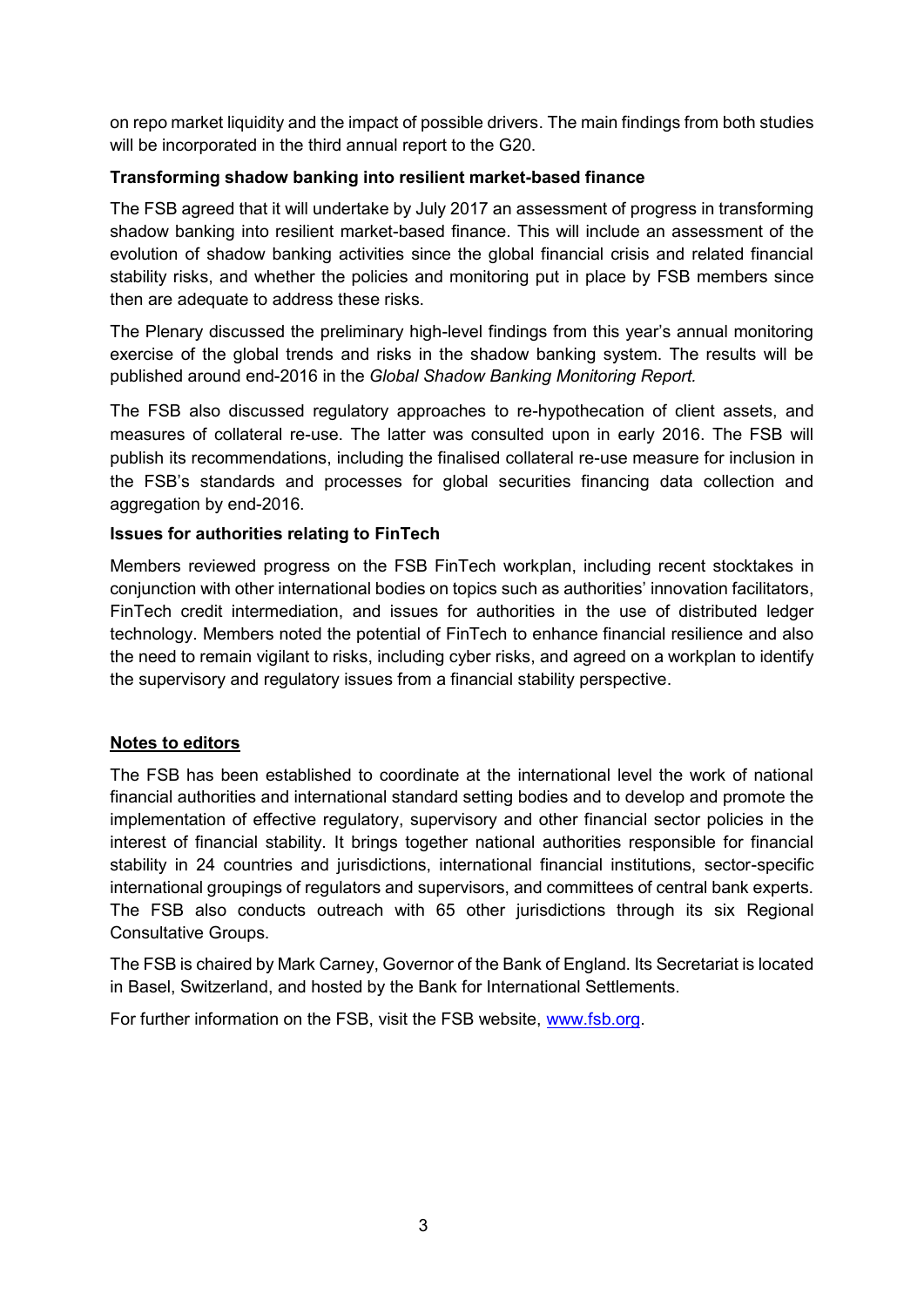on repo market liquidity and the impact of possible drivers. The main findings from both studies will be incorporated in the third annual report to the G20.

**Transforming shadow banking into resilient market-based finance**

The FSB agreed that it will undertake by July 2017 an assessment of progress in transforming shadow banking into resilient market-based finance. This will include an assessment of the evolution of shadow banking activities since the global financial crisis and related financial stability risks, and whether the policies and monitoring put in place by FSB members since then are adequate to address these risks.

The Plenary discussed the preliminary high-level findings from this year's annual monitoring exercise of the global trends and risks in the shadow banking system. The results will be published around end-2016 in the *Global Shadow Banking Monitoring Report.*

The FSB also discussed regulatory approaches to re-hypothecation of client assets, and measures of collateral re-use. The latter was consulted upon in early 2016. The FSB will publish its recommendations, including the finalised collateral re-use measure for inclusion in the FSB's standards and processes for global securities financing data collection and aggregation by end-2016.

**Issues for authorities relating to FinTech**

Members reviewed progress on the FSB FinTech workplan, including recent stocktakes in conjunction with other international bodies on topics such as authorities' innovation facilitators, FinTech credit intermediation, and issues for authorities in the use of distributed ledger technology. Members noted the potential of FinTech to enhance financial resilience and also the need to remain vigilant to risks, including cyber risks, and agreed on a workplan to identify the supervisory and regulatory issues from a financial stability perspective.

**Notes to editors**

The FSB has been established to coordinate at the international level the work of national financial authorities and international standard setting bodies and to develop and promote the implementation of effective regulatory, supervisory and other financial sector policies in the interest of financial stability. It brings together national authorities responsible for financial stability in 24 countries and jurisdictions, international financial institutions, sector-specific international groupings of regulators and supervisors, and committees of central bank experts. The FSB also conducts outreach with 65 other jurisdictions through its six Regional Consultative Groups.

The FSB is chaired by Mark Carney, Governor of the Bank of England. Its Secretariat is located in Basel, Switzerland, and hosted by the Bank for International Settlements.

For further information on the FSB, visit the FSB website, [www.fsb.org](http://www.fsb.org).